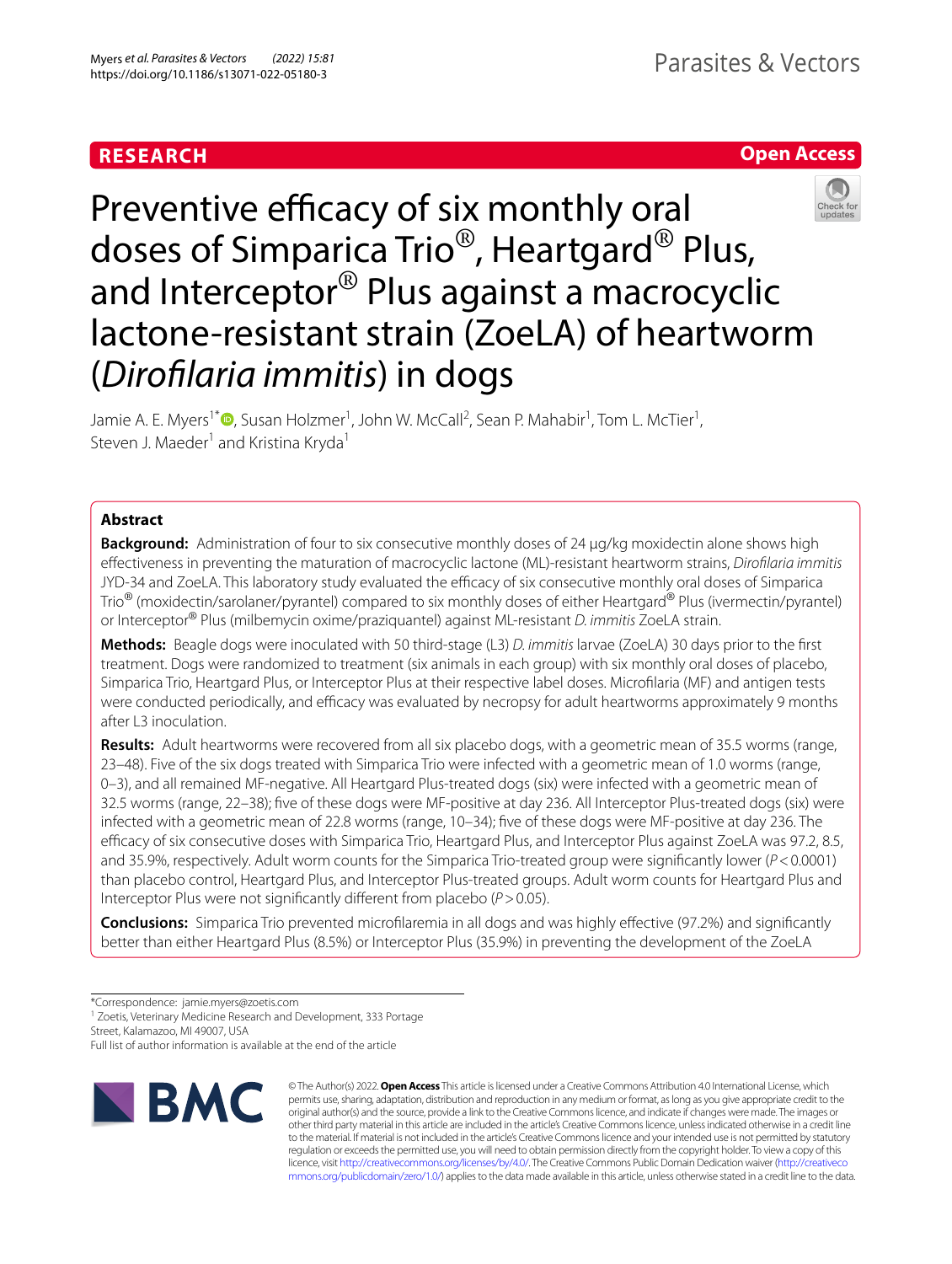RESEARCH

Open Access

# Preventive efficacy of six monthly oral doses of Simparica Trio®, Heartgard® Plus, and Interceptor® Plus against a macrocyclic lactone-resistant strain (ZoeLA) of heartworm (*Dirofilaria immitis*) in dogs

Jamie A. E. Myers[1*], Susan Holzmer[1], John W. McCall[2], Sean P. Mahabir[1], Tom L. McTier[1], Steven J. Maeder[1] and Kristina Kryda[1]

## Abstract

**Background:** Administration of four to six consecutive monthly doses of 24 µg/kg moxidectin alone shows high effectiveness in preventing the maturation of macrocyclic lactone (ML)-resistant heartworm strains, *Dirofilaria immitis* JYD-34 and ZoeLA. This laboratory study evaluated the efficacy of six consecutive monthly oral doses of Simparica Trio® (moxidectin/sarolaner/pyrantel) compared to six monthly doses of either Heartgard® Plus (ivermectin/pyrantel) or Interceptor® Plus (milbemycin oxime/praziquantel) against ML-resistant *D. immitis* ZoeLA strain.

**Methods:** Beagle dogs were inoculated with 50 third-stage (L3) *D. immitis* larvae (ZoeLA) 30 days prior to the first treatment. Dogs were randomized to treatment (six animals in each group) with six monthly oral doses of placebo, Simparica Trio, Heartgard Plus, or Interceptor Plus at their respective label doses. Microfilaria (MF) and antigen tests were conducted periodically, and efficacy was evaluated by necropsy for adult heartworms approximately 9 months after L3 inoculation.

**Results:** Adult heartworms were recovered from all six placebo dogs, with a geometric mean of 35.5 worms (range, 23–48). Five of the six dogs treated with Simparica Trio were infected with a geometric mean of 1.0 worms (range, 0–3), and all remained MF-negative. All Heartgard Plus-treated dogs (six) were infected with a geometric mean of 32.5 worms (range, 22–38); five of these dogs were MF-positive at day 236. All Interceptor Plus-treated dogs (six) were infected with a geometric mean of 22.8 worms (range, 10–34); five of these dogs were MF-positive at day 236. The efficacy of six consecutive doses with Simparica Trio, Heartgard Plus, and Interceptor Plus against ZoeLA was 97.2, 8.5, and 35.9%, respectively. Adult worm counts for the Simparica Trio-treated group were significantly lower ($P < 0.0001$) than placebo control, Heartgard Plus, and Interceptor Plus-treated groups. Adult worm counts for Heartgard Plus and Interceptor Plus were not significantly different from placebo ($P > 0.05$).

**Conclusions:** Simparica Trio prevented microfilaremia in all dogs and was highly effective (97.2%) and significantly better than either Heartgard Plus (8.5%) or Interceptor Plus (35.9%) in preventing the development of the ZoeLA

*Correspondence: jamie.myers@zoetis.com

[1] Zoetis, Veterinary Medicine Research and Development, 333 Portage Street, Kalamazoo, MI 49007, USA

Full list of author information is available at the end of the article

© The Author(s) 2022. **Open Access** This article is licensed under a Creative Commons Attribution 4.0 International License, which permits use, sharing, adaptation, distribution and reproduction in any medium or format, as long as you give appropriate credit to the original author(s) and the source, provide a link to the Creative Commons licence, and indicate if changes were made. The images or other third party material in this article are included in the article's Creative Commons licence, unless indicated otherwise in a credit line to the material. If material is not included in the article's Creative Commons licence and your intended use is not permitted by statutory regulation or exceeds the permitted use, you will need to obtain permission directly from the copyright holder. To view a copy of this licence, visit http://creativecommons.org/licenses/by/4.0/. The Creative Commons Public Domain Dedication waiver (http://creativecommons.org/publicdomain/zero/1.0/) applies to the data made available in this article, unless otherwise stated in a credit line to the data.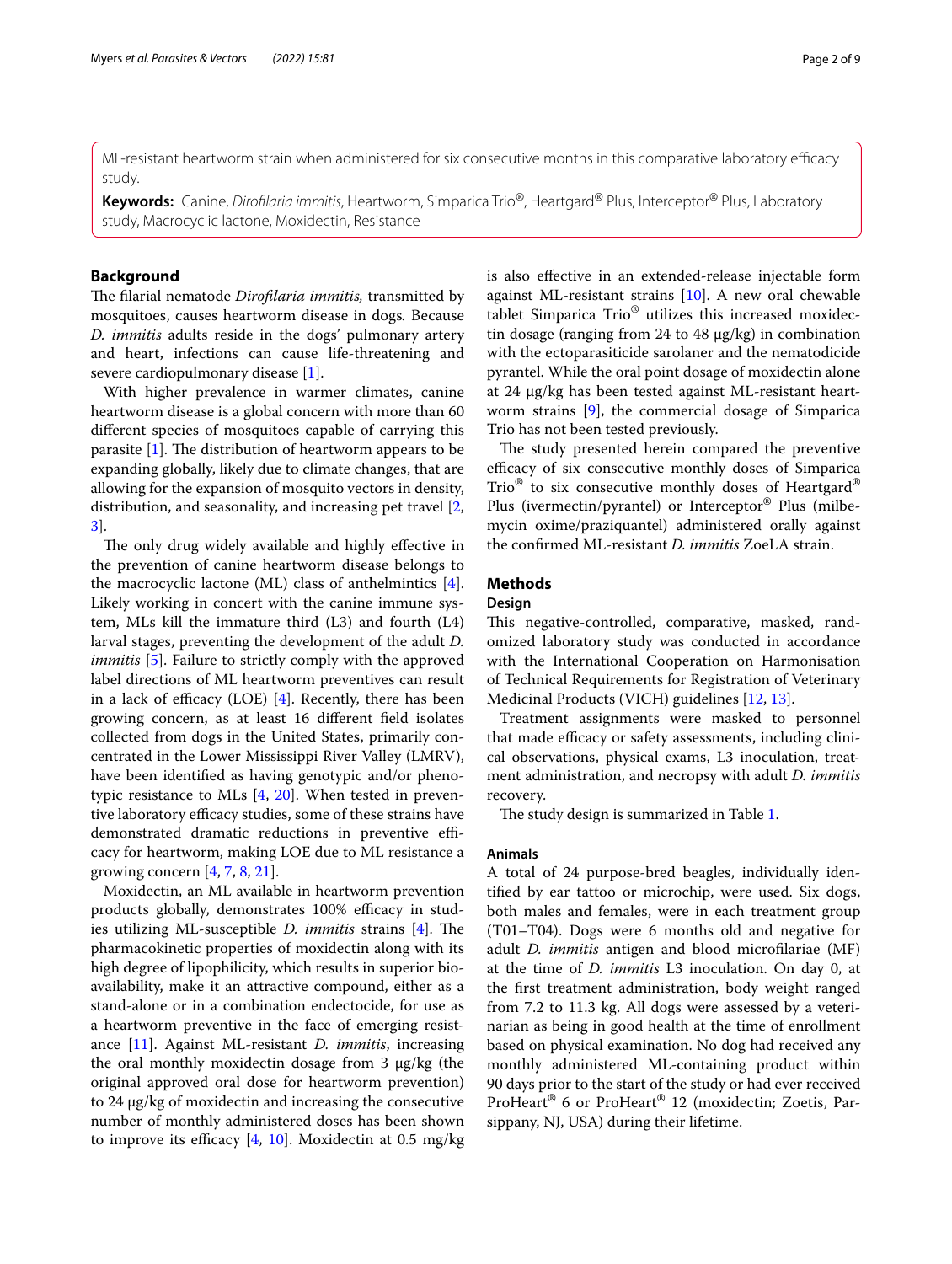ML-resistant heartworm strain when administered for six consecutive months in this comparative laboratory efficacy study.

**Keywords:** Canine, *Dirofilaria immitis*, Heartworm, Simparica Trio®, Heartgard® Plus, Interceptor® Plus, Laboratory study, Macrocyclic lactone, Moxidectin, Resistance

## Background

The filarial nematode *Dirofilaria immitis,* transmitted by mosquitoes, causes heartworm disease in dogs. Because *D. immitis* adults reside in the dogs' pulmonary artery and heart, infections can cause life-threatening and severe cardiopulmonary disease [1].

With higher prevalence in warmer climates, canine heartworm disease is a global concern with more than 60 different species of mosquitoes capable of carrying this parasite [1]. The distribution of heartworm appears to be expanding globally, likely due to climate changes, that are allowing for the expansion of mosquito vectors in density, distribution, and seasonality, and increasing pet travel [2, 3].

The only drug widely available and highly effective in the prevention of canine heartworm disease belongs to the macrocyclic lactone (ML) class of anthelmintics [4]. Likely working in concert with the canine immune system, MLs kill the immature third (L3) and fourth (L4) larval stages, preventing the development of the adult *D. immitis* [5]. Failure to strictly comply with the approved label directions of ML heartworm preventives can result in a lack of efficacy (LOE) [4]. Recently, there has been growing concern, as at least 16 different field isolates collected from dogs in the United States, primarily concentrated in the Lower Mississippi River Valley (LMRV), have been identified as having genotypic and/or phenotypic resistance to MLs [4, 20]. When tested in preventive laboratory efficacy studies, some of these strains have demonstrated dramatic reductions in preventive efficacy for heartworm, making LOE due to ML resistance a growing concern [4, 7, 8, 21].

Moxidectin, an ML available in heartworm prevention products globally, demonstrates 100% efficacy in studies utilizing ML-susceptible *D. immitis* strains [4]. The pharmacokinetic properties of moxidectin along with its high degree of lipophilicity, which results in superior bioavailability, make it an attractive compound, either as a stand-alone or in a combination endectocide, for use as a heartworm preventive in the face of emerging resistance [11]. Against ML-resistant *D. immitis*, increasing the oral monthly moxidectin dosage from 3 µg/kg (the original approved oral dose for heartworm prevention) to 24 µg/kg of moxidectin and increasing the consecutive number of monthly administered doses has been shown to improve its efficacy [4, 10]. Moxidectin at 0.5 mg/kg is also effective in an extended-release injectable form against ML-resistant strains [10]. A new oral chewable tablet Simparica® utilizes this increased moxidectin dosage (ranging from 24 to 48 µg/kg) in combination with the ectoparasiticide sarolaner and the nematodicide pyrantel. While the oral point dosage of moxidectin alone at 24 µg/kg has been tested against ML-resistant heartworm strains [9], the commercial dosage of Simparica Trio has not been tested previously.

The study presented herein compared the preventive efficacy of six consecutive monthly doses of Simparica Trio® to six consecutive monthly doses of Heartgard® Plus (ivermectin/pyrantel) or Interceptor® Plus (milbemycin oxime/praziquantel) administered orally against the confirmed ML-resistant *D. immitis* ZoeLA strain.

## Methods

### Design

This negative-controlled, comparative, masked, randomized laboratory study was conducted in accordance with the International Cooperation on Harmonisation of Technical Requirements for Registration of Veterinary Medicinal Products (VICH) guidelines [12, 13].

Treatment assignments were masked to personnel that made efficacy or safety assessments, including clinical observations, physical exams, L3 inoculation, treatment administration, and necropsy with adult *D. immitis* recovery.

The study design is summarized in Table 1.

### Animals

A total of 24 purpose-bred beagles, individually identified by ear tattoo or microchip, were used. Six dogs, both males and females, were in each treatment group (T01–T04). Dogs were 6 months old and negative for adult *D. immitis* antigen and blood microfilariae (MF) at the time of *D. immitis* L3 inoculation. On day 0, at the first treatment administration, body weight ranged from 7.2 to 11.3 kg. All dogs were assessed by a veterinarian as being in good health at the time of enrollment based on physical examination. No dog had received any monthly administered ML-containing product within 90 days prior to the start of the study or had ever received ProHeart® 6 or ProHeart® 12 (moxidectin; Zoetis, Parsippany, NJ, USA) during their lifetime.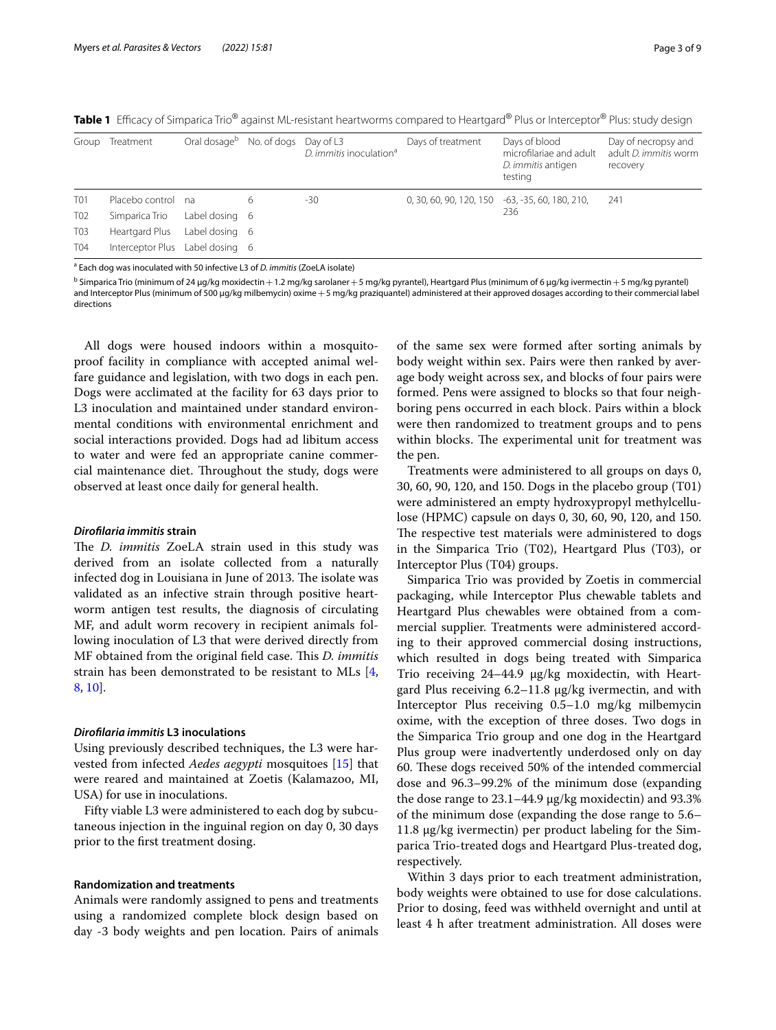**Table 1** Efficacy of Simparica Trio® against ML-resistant heartworms compared to Heartgard® Plus or Interceptor® Plus: study design

| Group | Treatment | Oral dosage[b] | No. of dogs | Day of L3 *D. immitis* inoculation[a] | Days of treatment | Days of blood microfilariae and adult *D. immitis* antigen testing | Day of necropsy and adult *D. immitis* worm recovery |
|---|---|---|---|---|---|---|---|
| T01 | Placebo control | na | 6 | -30 | 0, 30, 60, 90, 120, 150 | -63, -35, 60, 180, 210, 236 | 241 |
| T02 | Simparica Trio | Label dosing | 6 | | | | |
| T03 | Heartgard Plus | Label dosing | 6 | | | | |
| T04 | Interceptor Plus | Label dosing | 6 | | | | |

[a] Each dog was inoculated with 50 infective L3 of *D. immitis* (ZoeLA isolate)

[b] Simparica Trio (minimum of 24 µg/kg moxidectin + 1.2 mg/kg sarolaner + 5 mg/kg pyrantel), Heartgard Plus (minimum of 6 µg/kg ivermectin + 5 mg/kg pyrantel) and Interceptor Plus (minimum of 500 µg/kg milbemycin) oxime + 5 mg/kg praziquantel) administered at their approved dosages according to their commercial label directions

All dogs were housed indoors within a mosquito-proof facility in compliance with accepted animal welfare guidance and legislation, with two dogs in each pen. Dogs were acclimated at the facility for 63 days prior to L3 inoculation and maintained under standard environmental conditions with environmental enrichment and social interactions provided. Dogs had ad libitum access to water and were fed an appropriate canine commercial maintenance diet. Throughout the study, dogs were observed at least once daily for general health.

### *Dirofilaria immitis* strain

The *D. immitis* ZoeLA strain used in this study was derived from an isolate collected from a naturally infected dog in Louisiana in June of 2013. The isolate was validated as an infective strain through positive heartworm antigen test results, the diagnosis of circulating MF, and adult worm recovery in recipient animals following inoculation of L3 that were derived directly from MF obtained from the original field case. This *D. immitis* strain has been demonstrated to be resistant to MLs [4, 8, 10].

### *Dirofilaria immitis* L3 inoculations

Using previously described techniques, the L3 were harvested from infected *Aedes aegypti* mosquitoes [15] that were reared and maintained at Zoetis (Kalamazoo, MI, USA) for use in inoculations.

Fifty viable L3 were administered to each dog by subcutaneous injection in the inguinal region on day 0, 30 days prior to the first treatment dosing.

### Randomization and treatments

Animals were randomly assigned to pens and treatments using a randomized complete block design based on day -3 body weights and pen location. Pairs of animals of the same sex were formed after sorting animals by body weight within sex. Pairs were then ranked by average body weight across sex, and blocks of four pairs were formed. Pens were assigned to blocks so that four neighboring pens occurred in each block. Pairs within a block were then randomized to treatment groups and to pens within blocks. The experimental unit for treatment was the pen.

Treatments were administered to all groups on days 0, 30, 60, 90, 120, and 150. Dogs in the placebo group (T01) were administered an empty hydroxypropyl methylcellulose (HPMC) capsule on days 0, 30, 60, 90, 120, and 150. The respective test materials were administered to dogs in the Simparica Trio (T02), Heartgard Plus (T03), or Interceptor Plus (T04) groups.

Simparica Trio was provided by Zoetis in commercial packaging, while Interceptor Plus chewable tablets and Heartgard Plus chewables were obtained from a commercial supplier. Treatments were administered according to their approved commercial dosing instructions, which resulted in dogs being treated with Simparica Trio receiving 24–44.9 µg/kg moxidectin, with Heartgard Plus receiving 6.2–11.8 µg/kg ivermectin, and with Interceptor Plus receiving 0.5–1.0 mg/kg milbemycin oxime, with the exception of three doses. Two dogs in the Simparica Trio group and one dog in the Heartgard Plus group were inadvertently underdosed only on day 60. These dogs received 50% of the intended commercial dose and 96.3–99.2% of the minimum dose (expanding the dose range to 23.1–44.9 µg/kg moxidectin) and 93.3% of the minimum dose (expanding the dose range to 5.6–11.8 µg/kg ivermectin) per product labeling for the Simparica Trio-treated dogs and Heartgard Plus-treated dog, respectively.

Within 3 days prior to each treatment administration, body weights were obtained to use for dose calculations. Prior to dosing, feed was withheld overnight and until at least 4 h after treatment administration. All doses were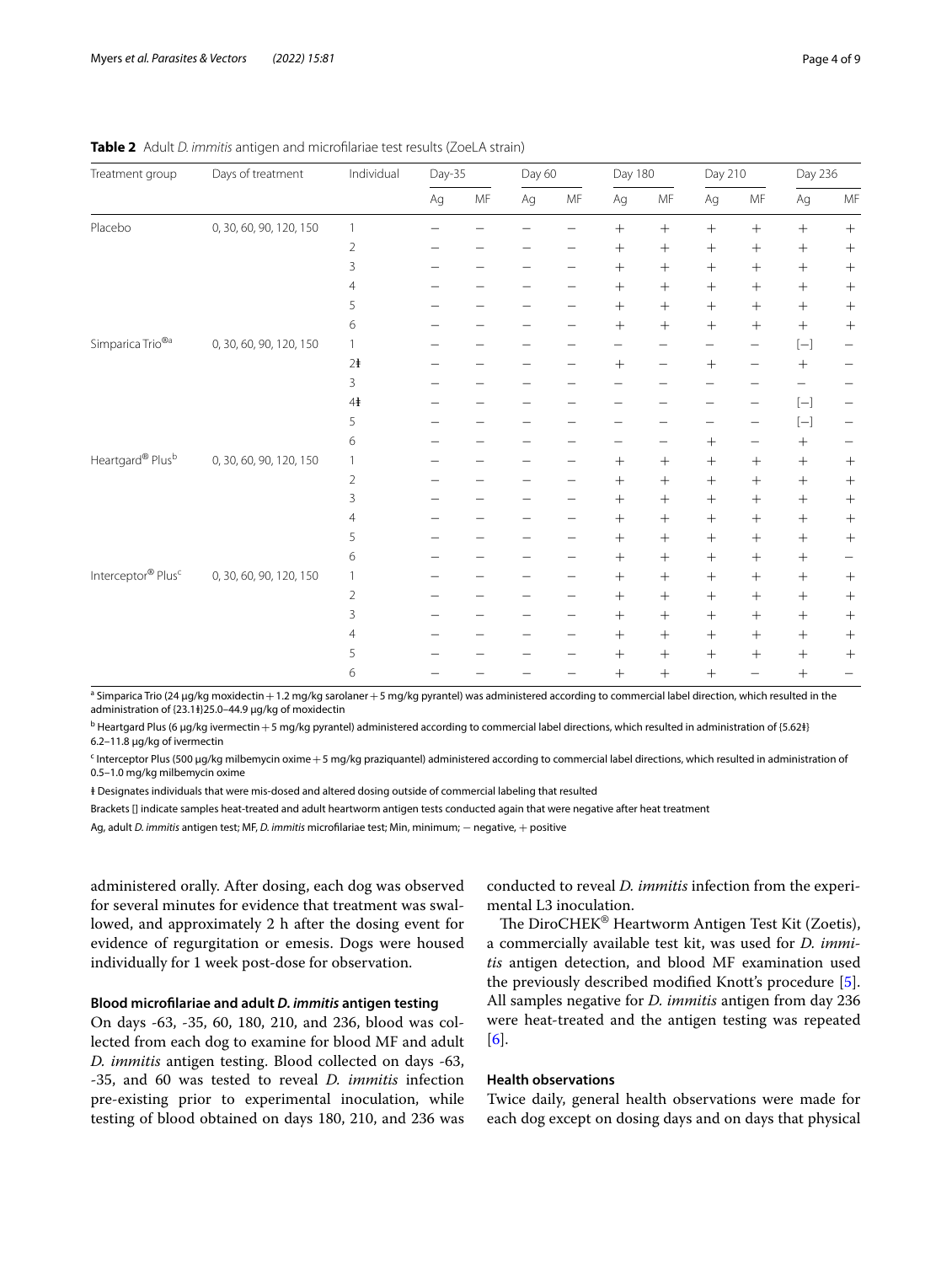**Table 2** Adult *D. immitis* antigen and microfilariae test results (ZoeLA strain)

| Treatment group | Days of treatment | Individual | Day-35 | | Day 60 | | Day 180 | | Day 210 | | Day 236 | |
|---|---|---|---|---|---|---|---|---|---|---|---|---|
| | | | Ag | MF | Ag | MF | Ag | MF | Ag | MF | Ag | MF |
| Placebo | 0, 30, 60, 90, 120, 150 | 1 | − | − | − | − | + | + | + | + | + | + |
| | | 2 | − | − | − | − | + | + | + | + | + | + |
| | | 3 | − | − | − | − | + | + | + | + | + | + |
| | | 4 | − | − | − | − | + | + | + | + | + | + |
| | | 5 | − | − | − | − | + | + | + | + | + | + |
| | | 6 | − | − | − | − | + | + | + | + | + | + |
| Simparica Trio®[a] | 0, 30, 60, 90, 120, 150 | 1 | − | − | − | − | − | − | − | − | [−] | − |
| | | 2ǂ | − | − | − | − | + | − | + | − | + | − |
| | | 3 | − | − | − | − | − | − | − | − | − | − |
| | | 4ǂ | − | − | − | − | − | − | − | − | [−] | − |
| | | 5 | − | − | − | − | − | − | − | − | [−] | − |
| | | 6 | − | − | − | − | − | − | + | − | + | − |
| Heartgard® Plus[b] | 0, 30, 60, 90, 120, 150 | 1 | − | − | − | − | + | + | + | + | + | + |
| | | 2 | − | − | − | − | + | + | + | + | + | + |
| | | 3 | − | − | − | − | + | + | + | + | + | + |
| | | 4 | − | − | − | − | + | + | + | + | + | + |
| | | 5 | − | − | − | − | + | + | + | + | + | + |
| | | 6 | − | − | − | − | + | + | + | + | + | − |
| Interceptor® Plus[c] | 0, 30, 60, 90, 120, 150 | 1 | − | − | − | − | + | + | + | + | + | + |
| | | 2 | − | − | − | − | + | + | + | + | + | + |
| | | 3 | − | − | − | − | + | + | + | + | + | + |
| | | 4 | − | − | − | − | + | + | + | + | + | + |
| | | 5 | − | − | − | − | + | + | + | + | + | + |
| | | 6 | − | − | − | − | + | + | + | − | + | − |

[a] Simparica Trio (24 µg/kg moxidectin + 1.2 mg/kg sarolaner + 5 mg/kg pyrantel) was administered according to commercial label direction, which resulted in the administration of {23.1ǂ}25.0–44.9 µg/kg of moxidectin

[b] Heartgard Plus (6 µg/kg ivermectin + 5 mg/kg pyrantel) administered according to commercial label directions, which resulted in administration of {5.62ǂ} 6.2–11.8 µg/kg of ivermectin

[c] Interceptor Plus (500 µg/kg milbemycin oxime + 5 mg/kg praziquantel) administered according to commercial label directions, which resulted in administration of 0.5–1.0 mg/kg milbemycin oxime

ǂ Designates individuals that were mis-dosed and altered dosing outside of commercial labeling that resulted

Brackets [] indicate samples heat-treated and adult heartworm antigen tests conducted again that were negative after heat treatment

Ag, adult *D. immitis* antigen test; MF, *D. immitis* microfilariae test; Min, minimum; − negative, + positive

administered orally. After dosing, each dog was observed for several minutes for evidence that treatment was swallowed, and approximately 2 h after the dosing event for evidence of regurgitation or emesis. Dogs were housed individually for 1 week post-dose for observation.

#### Blood microfilariae and adult *D. immitis* antigen testing

On days -63, -35, 60, 180, 210, and 236, blood was collected from each dog to examine for blood MF and adult *D. immitis* antigen testing. Blood collected on days -63, -35, and 60 was tested to reveal *D. immitis* infection pre-existing prior to experimental inoculation, while testing of blood obtained on days 180, 210, and 236 was conducted to reveal *D. immitis* infection from the experimental L3 inoculation.

The DiroCHEK® Heartworm Antigen Test Kit (Zoetis), a commercially available test kit, was used for *D. immitis* antigen detection, and blood MF examination used the previously described modified Knott's procedure [5]. All samples negative for *D. immitis* antigen from day 236 were heat-treated and the antigen testing was repeated [6].

#### Health observations

Twice daily, general health observations were made for each dog except on dosing days and on days that physical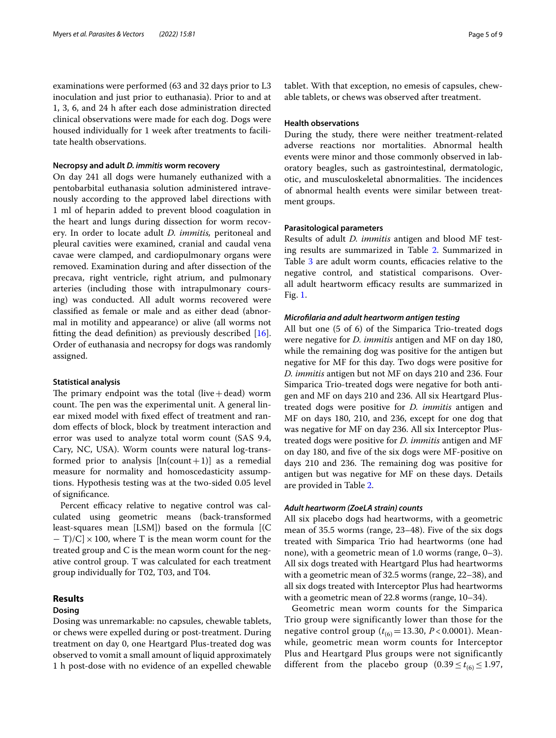examinations were performed (63 and 32 days prior to L3 inoculation and just prior to euthanasia). Prior to and at 1, 3, 6, and 24 h after each dose administration directed clinical observations were made for each dog. Dogs were housed individually for 1 week after treatments to facilitate health observations.

### Necropsy and adult *D. immitis* worm recovery

On day 241 all dogs were humanely euthanized with a pentobarbital euthanasia solution administered intravenously according to the approved label directions with 1 ml of heparin added to prevent blood coagulation in the heart and lungs during dissection for worm recovery. In order to locate adult *D. immitis,* peritoneal and pleural cavities were examined, cranial and caudal vena cavae were clamped, and cardiopulmonary organs were removed. Examination during and after dissection of the precava, right ventricle, right atrium, and pulmonary arteries (including those with intrapulmonary coursing) was conducted. All adult worms recovered were classified as female or male and as either dead (abnormal in motility and appearance) or alive (all worms not fitting the dead definition) as previously described [16]. Order of euthanasia and necropsy for dogs was randomly assigned.

### Statistical analysis

The primary endpoint was the total (live + dead) worm count. The pen was the experimental unit. A general linear mixed model with fixed effect of treatment and random effects of block, block by treatment interaction and error was used to analyze total worm count (SAS 9.4, Cary, NC, USA). Worm counts were natural log-transformed prior to analysis [ln(count + 1)] as a remedial measure for normality and homoscedasticity assumptions. Hypothesis testing was at the two-sided 0.05 level of significance.

Percent efficacy relative to negative control was calculated using geometric means (back-transformed least-squares mean [LSM]) based on the formula $[(C - T)/C] \times 100$, where T is the mean worm count for the treated group and C is the mean worm count for the negative control group. T was calculated for each treatment group individually for T02, T03, and T04.

## Results

### Dosing

Dosing was unremarkable: no capsules, chewable tablets, or chews were expelled during or post-treatment. During treatment on day 0, one Heartgard Plus-treated dog was observed to vomit a small amount of liquid approximately 1 h post-dose with no evidence of an expelled chewable tablet. With that exception, no emesis of capsules, chewable tablets, or chews was observed after treatment.

### Health observations

During the study, there were neither treatment-related adverse reactions nor mortalities. Abnormal health events were minor and those commonly observed in laboratory beagles, such as gastrointestinal, dermatologic, otic, and musculoskeletal abnormalities. The incidences of abnormal health events were similar between treatment groups.

### Parasitological parameters

Results of adult *D. immitis* antigen and blood MF testing results are summarized in Table 2. Summarized in Table 3 are adult worm counts, efficacies relative to the negative control, and statistical comparisons. Overall adult heartworm efficacy results are summarized in Fig. 1.

#### *Microfilaria and adult heartworm antigen testing*

All but one (5 of 6) of the Simparica Trio-treated dogs were negative for *D. immitis* antigen and MF on day 180, while the remaining dog was positive for the antigen but negative for MF for this day. Two dogs were positive for *D. immitis* antigen but not MF on days 210 and 236. Four Simparica Trio-treated dogs were negative for both antigen and MF on days 210 and 236. All six Heartgard Plus-treated dogs were positive for *D. immitis* antigen and MF on days 180, 210, and 236, except for one dog that was negative for MF on day 236. All six Interceptor Plus-treated dogs were positive for *D. immitis* antigen and MF on day 180, and five of the six dogs were MF-positive on days 210 and 236. The remaining dog was positive for antigen but was negative for MF on these days. Details are provided in Table 2.

#### *Adult heartworm (ZoeLA strain) counts*

All six placebo dogs had heartworms, with a geometric mean of 35.5 worms (range, 23–48). Five of the six dogs treated with Simparica Trio had heartworms (one had none), with a geometric mean of 1.0 worms (range, 0–3). All six dogs treated with Heartgard Plus had heartworms with a geometric mean of 32.5 worms (range, 22–38), and all six dogs treated with Interceptor Plus had heartworms with a geometric mean of 22.8 worms (range, 10–34).

Geometric mean worm counts for the Simparica Trio group were significantly lower than those for the negative control group ($t_{(6)} = 13.30$, $P < 0.0001$). Meanwhile, geometric mean worm counts for Interceptor Plus and Heartgard Plus groups were not significantly different from the placebo group ($0.39 \leq t_{(6)} \leq 1.97$,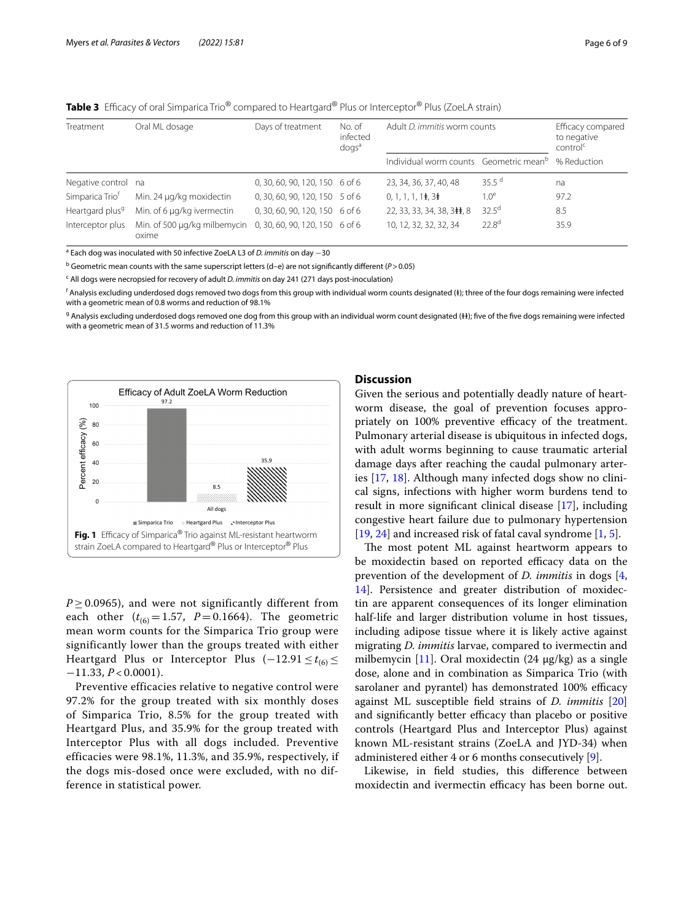**Table 3** Efficacy of oral Simparica Trio® compared to Heartgard® Plus or Interceptor® Plus (ZoeLA strain)

| Treatment | Oral ML dosage | Days of treatment | No. of infected dogs[a] | Adult *D. immitis* worm counts | | Efficacy compared to negative control[c] |
|---|---|---|---|---|---|---|
| | | | | Individual worm counts | Geometric mean[b] | % Reduction |
| Negative control | na | 0, 30, 60, 90, 120, 150 | 6 of 6 | 23, 34, 36, 37, 40, 48 | 35.5 [d] | na |
| Simparica Trio[f] | Min. 24 μg/kg moxidectin | 0, 30, 60, 90, 120, 150 | 5 of 6 | 0, 1, 1, 1, 1ǂ, 3ǂ | 1.0[e] | 97.2 |
| Heartgard plus[g] | Min. of 6 μg/kg ivermectin | 0, 30, 60, 90, 120, 150 | 6 of 6 | 22, 33, 33, 34, 38, 3ǂǂ, 8 | 32.5[d] | 8.5 |
| Interceptor plus | Min. of 500 μg/kg milbemycin oxime | 0, 30, 60, 90, 120, 150 | 6 of 6 | 10, 12, 32, 32, 32, 34 | 22.8[d] | 35.9 |

[a] Each dog was inoculated with 50 infective ZoeLA L3 of *D. immitis* on day −30

[b] Geometric mean counts with the same superscript letters (d–e) are not significantly different ($P > 0.05$)

[c] All dogs were necropsied for recovery of adult *D. immitis* on day 241 (271 days post-inoculation)

[f] Analysis excluding underdosed dogs removed two dogs from this group with individual worm counts designated (ǂ); three of the four dogs remaining were infected with a geometric mean of 0.8 worms and reduction of 98.1%

[g] Analysis excluding underdosed dogs removed one dog from this group with an individual worm count designated (ǂǂ); five of the five dogs remaining were infected with a geometric mean of 31.5 worms and reduction of 11.3%

**Fig. 1** Efficacy of Simparica® Trio against ML-resistant heartworm strain ZoeLA compared to Heartgard® Plus or Interceptor® Plus

$P \geq 0.0965$), and were not significantly different from each other ($t_{(6)} = 1.57$, $P = 0.1664$). The geometric mean worm counts for the Simparica Trio group were significantly lower than the groups treated with either Heartgard Plus or Interceptor Plus ($-12.91 \leq t_{(6)} \leq -11.33$, $P < 0.0001$).

Preventive efficacies relative to negative control were 97.2% for the group treated with six monthly doses of Simparica Trio, 8.5% for the group treated with Heartgard Plus, and 35.9% for the group treated with Interceptor Plus with all dogs included. Preventive efficacies were 98.1%, 11.3%, and 35.9%, respectively, if the dogs mis-dosed once were excluded, with no difference in statistical power.

## Discussion

Given the serious and potentially deadly nature of heartworm disease, the goal of prevention focuses appropriately on 100% preventive efficacy of the treatment. Pulmonary arterial disease is ubiquitous in infected dogs, with adult worms beginning to cause traumatic arterial damage days after reaching the caudal pulmonary arteries [17, 18]. Although many infected dogs show no clinical signs, infections with higher worm burdens tend to result in more significant clinical disease [17], including congestive heart failure due to pulmonary hypertension [19, 24] and increased risk of fatal caval syndrome [1, 5].

The most potent ML against heartworm appears to be moxidectin based on reported efficacy data on the prevention of the development of *D. immitis* in dogs [4, 14]. Persistence and greater distribution of moxidectin are apparent consequences of its longer elimination half-life and larger distribution volume in host tissues, including adipose tissue where it is likely active against migrating *D. immitis* larvae, compared to ivermectin and milbemycin [11]. Oral moxidectin (24 μg/kg) as a single dose, alone and in combination as Simparica Trio (with sarolaner and pyrantel) has demonstrated 100% efficacy against ML susceptible field strains of *D. immitis* [20] and significantly better efficacy than placebo or positive controls (Heartgard Plus and Interceptor Plus) against known ML-resistant strains (ZoeLA and JYD-34) when administered either 4 or 6 months consecutively [9].

Likewise, in field studies, this difference between moxidectin and ivermectin efficacy has been borne out.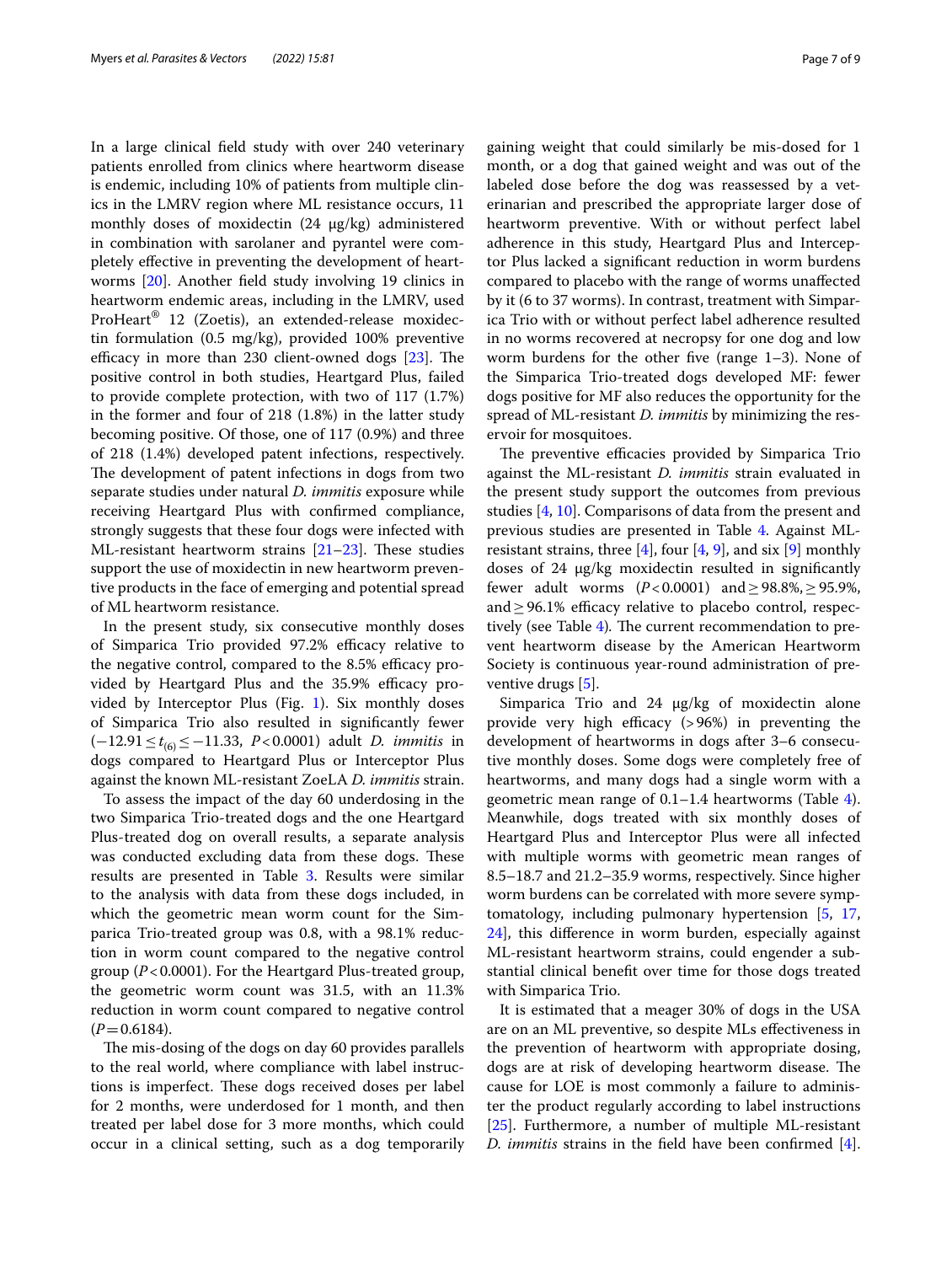In a large clinical field study with over 240 veterinary patients enrolled from clinics where heartworm disease is endemic, including 10% of patients from multiple clinics in the LMRV region where ML resistance occurs, 11 monthly doses of moxidectin (24 µg/kg) administered in combination with sarolaner and pyrantel were completely effective in preventing the development of heartworms [20]. Another field study involving 19 clinics in heartworm endemic areas, including in the LMRV, used ProHeart® 12 (Zoetis), an extended-release moxidectin formulation (0.5 mg/kg), provided 100% preventive efficacy in more than 230 client-owned dogs [23]. The positive control in both studies, Heartgard Plus, failed to provide complete protection, with two of 117 (1.7%) in the former and four of 218 (1.8%) in the latter study becoming positive. Of those, one of 117 (0.9%) and three of 218 (1.4%) developed patent infections, respectively. The development of patent infections in dogs from two separate studies under natural *D. immitis* exposure while receiving Heartgard Plus with confirmed compliance, strongly suggests that these four dogs were infected with ML-resistant heartworm strains [21–23]. These studies support the use of moxidectin in new heartworm preventive products in the face of emerging and potential spread of ML heartworm resistance.

In the present study, six consecutive monthly doses of Simparica Trio provided 97.2% efficacy relative to the negative control, compared to the 8.5% efficacy provided by Heartgard Plus and the 35.9% efficacy provided by Interceptor Plus (Fig. 1). Six monthly doses of Simparica Trio also resulted in significantly fewer ($-12.91 \leq t_{(6)} \leq -11.33$, $P < 0.0001$) adult *D. immitis* in dogs compared to Heartgard Plus or Interceptor Plus against the known ML-resistant ZoeLA *D. immitis* strain.

To assess the impact of the day 60 underdosing in the two Simparica Trio-treated dogs and the one Heartgard Plus-treated dog on overall results, a separate analysis was conducted excluding data from these dogs. These results are presented in Table 3. Results were similar to the analysis with data from these dogs included, in which the geometric mean worm count for the Simparica Trio-treated group was 0.8, with a 98.1% reduction in worm count compared to the negative control group ($P < 0.0001$). For the Heartgard Plus-treated group, the geometric worm count was 31.5, with an 11.3% reduction in worm count compared to negative control ($P = 0.6184$).

The mis-dosing of the dogs on day 60 provides parallels to the real world, where compliance with label instructions is imperfect. These dogs received doses per label for 2 months, were underdosed for 1 month, and then treated per label dose for 3 more months, which could occur in a clinical setting, such as a dog temporarily gaining weight that could similarly be mis-dosed for 1 month, or a dog that gained weight and was out of the labeled dose before the dog was reassessed by a veterinarian and prescribed the appropriate larger dose of heartworm preventive. With or without perfect label adherence in this study, Heartgard Plus and Interceptor Plus lacked a significant reduction in worm burdens compared to placebo with the range of worms unaffected by it (6 to 37 worms). In contrast, treatment with Simparica Trio with or without perfect label adherence resulted in no worms recovered at necropsy for one dog and low worm burdens for the other five (range 1–3). None of the Simparica Trio-treated dogs developed MF: fewer dogs positive for MF also reduces the opportunity for the spread of ML-resistant *D. immitis* by minimizing the reservoir for mosquitoes.

The preventive efficacies provided by Simparica Trio against the ML-resistant *D. immitis* strain evaluated in the present study support the outcomes from previous studies [4, 10]. Comparisons of data from the present and previous studies are presented in Table 4. Against ML-resistant strains, three [4], four [4, 9], and six [9] monthly doses of 24 µg/kg moxidectin resulted in significantly fewer adult worms ($P < 0.0001$) and ≥ 98.8%, ≥ 95.9%, and ≥ 96.1% efficacy relative to placebo control, respectively (see Table 4). The current recommendation to prevent heartworm disease by the American Heartworm Society is continuous year-round administration of preventive drugs [5].

Simparica Trio and 24 µg/kg of moxidectin alone provide very high efficacy (> 96%) in preventing the development of heartworms in dogs after 3–6 consecutive monthly doses. Some dogs were completely free of heartworms, and many dogs had a single worm with a geometric mean range of 0.1–1.4 heartworms (Table 4). Meanwhile, dogs treated with six monthly doses of Heartgard Plus and Interceptor Plus were all infected with multiple worms with geometric mean ranges of 8.5–18.7 and 21.2–35.9 worms, respectively. Since higher worm burdens can be correlated with more severe symptomatology, including pulmonary hypertension [5, 17, 24], this difference in worm burden, especially against ML-resistant heartworm strains, could engender a substantial clinical benefit over time for those dogs treated with Simparica Trio.

It is estimated that a meager 30% of dogs in the USA are on an ML preventive, so despite MLs effectiveness in the prevention of heartworm with appropriate dosing, dogs are at risk of developing heartworm disease. The cause for LOE is most commonly a failure to administer the product regularly according to label instructions [25]. Furthermore, a number of multiple ML-resistant *D. immitis* strains in the field have been confirmed [4].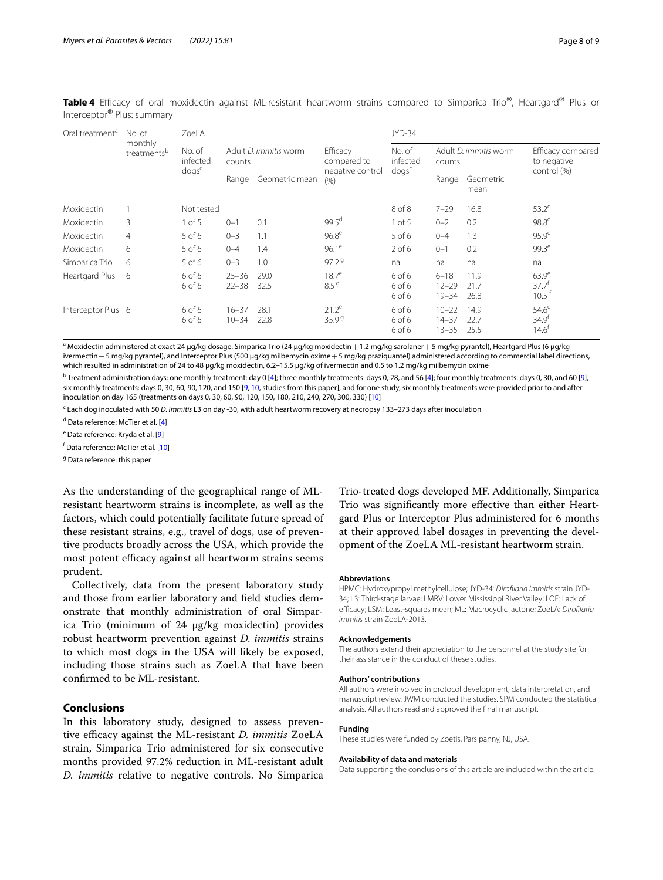**Table 4** Efficacy of oral moxidectin against ML-resistant heartworm strains compared to Simparica Trio®, Heartgard® Plus or Interceptor® Plus: summary

| Oral treatment[a] | No. of monthly treatments[b] | ZoeLA | | | | JYD-34 | | | |
|---|---|---|---|---|---|---|---|---|---|
| | | No. of infected dogs[c] | Adult *D. immitis* worm counts | | Efficacy compared to negative control (%) | No. of infected dogs[c] | Adult *D. immitis* worm counts | | Efficacy compared to negative control (%) |
| | | | Range | Geometric mean | | | Range | Geometric mean | |
| Moxidectin | 1 | Not tested | | | | 8 of 8 | 7–29 | 16.8 | 53.2[d] |
| Moxidectin | 3 | 1 of 5 | 0–1 | 0.1 | 99.5[d] | 1 of 5 | 0–2 | 0.2 | 98.8[d] |
| Moxidectin | 4 | 5 of 6 | 0–3 | 1.1 | 96.8[e] | 5 of 6 | 0–4 | 1.3 | 95.9[e] |
| Moxidectin | 6 | 5 of 6 | 0–4 | 1.4 | 96.1[e] | 2 of 6 | 0–1 | 0.2 | 99.3[e] |
| Simparica Trio | 6 | 5 of 6 | 0–3 | 1.0 | 97.2[g] | na | na | na | na |
| Heartgard Plus | 6 | 6 of 6<br>6 of 6 | 25–36<br>22–38 | 29.0<br>32.5 | 18.7[e]<br>8.5[g] | 6 of 6<br>6 of 6<br>6 of 6 | 6–18<br>12–29<br>19–34 | 11.9<br>21.7<br>26.8 | 63.9[e]<br>37.7[f]<br>10.5[f] |
| Interceptor Plus | 6 | 6 of 6<br>6 of 6 | 16–37<br>10–34 | 28.1<br>22.8 | 21.2[e]<br>35.9[g] | 6 of 6<br>6 of 6<br>6 of 6 | 10–22<br>14–37<br>13–35 | 14.9<br>22.7<br>25.5 | 54.6[e]<br>34.9[f]<br>14.6[f] |

[a] Moxidectin administered at exact 24 µg/kg dosage. Simparica Trio (24 µg/kg moxidectin + 1.2 mg/kg sarolaner + 5 mg/kg pyrantel), Heartgard Plus (6 µg/kg ivermectin + 5 mg/kg pyrantel), and Interceptor Plus (500 µg/kg milbemycin oxime + 5 mg/kg praziquantel) administered according to commercial label directions, which resulted in administration of 24 to 48 µg/kg moxidectin, 6.2–15.5 µg/kg of ivermectin and 0.5 to 1.2 mg/kg milbemycin oxime

[b] Treatment administration days: one monthly treatment: day 0 [4]; three monthly treatments: days 0, 28, and 56 [4]; four monthly treatments: days 0, 30, and 60 [9], six monthly treatments: days 0, 30, 60, 90, 120, and 150 [9, 10, studies from this paper], and for one study, six monthly treatments were provided prior to and after inoculation on day 165 (treatments on days 0, 30, 60, 90, 120, 150, 180, 210, 240, 270, 300, 330) [10]

[c] Each dog inoculated with 50 *D. immitis* L3 on day -30, with adult heartworm recovery at necropsy 133–273 days after inoculation

[d] Data reference: McTier et al. [4]

[e] Data reference: Kryda et al. [9]

[f] Data reference: McTier et al. [10]

[g] Data reference: this paper

As the understanding of the geographical range of ML-resistant heartworm strains is incomplete, as well as the factors, which could potentially facilitate future spread of these resistant strains, e.g., travel of dogs, use of preventive products broadly across the USA, which provide the most potent efficacy against all heartworm strains seems prudent.

Collectively, data from the present laboratory study and those from earlier laboratory and field studies demonstrate that monthly administration of oral Simparica Trio (minimum of 24 µg/kg moxidectin) provides robust heartworm prevention against *D. immitis* strains to which most dogs in the USA will likely be exposed, including those strains such as ZoeLA that have been confirmed to be ML-resistant.

## Conclusions

In this laboratory study, designed to assess preventive efficacy against the ML-resistant *D. immitis* ZoeLA strain, Simparica Trio administered for six consecutive months provided 97.2% reduction in ML-resistant adult *D. immitis* relative to negative controls. No Simparica Trio-treated dogs developed MF. Additionally, Simparica Trio was significantly more effective than either Heartgard Plus or Interceptor Plus administered for 6 months at their approved label dosages in preventing the development of the ZoeLA ML-resistant heartworm strain.

#### Abbreviations

HPMC: Hydroxypropyl methylcellulose; JYD-34: *Dirofilaria immitis* strain JYD-34; L3: Third-stage larvae; LMRV: Lower Mississippi River Valley; LOE: Lack of efficacy; LSM: Least-squares mean; ML: Macrocyclic lactone; ZoeLA: *Dirofilaria immitis* strain ZoeLA-2013.

#### Acknowledgements

The authors extend their appreciation to the personnel at the study site for their assistance in the conduct of these studies.

#### Authors' contributions

All authors were involved in protocol development, data interpretation, and manuscript review. JWM conducted the studies. SPM conducted the statistical analysis. All authors read and approved the final manuscript.

#### Funding

These studies were funded by Zoetis, Parsipanny, NJ, USA.

#### Availability of data and materials

Data supporting the conclusions of this article are included within the article.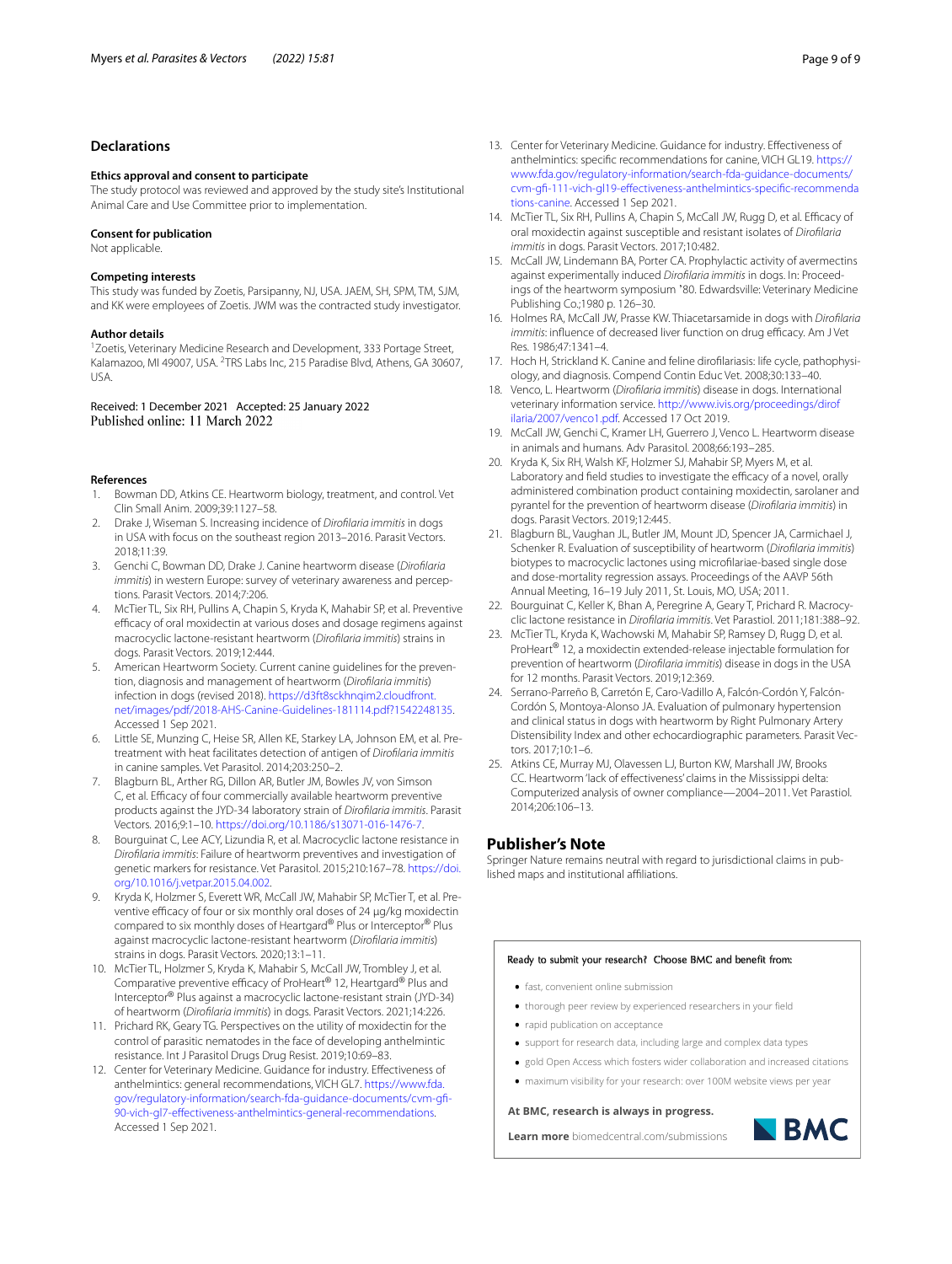## Declarations

### Ethics approval and consent to participate
The study protocol was reviewed and approved by the study site's Institutional Animal Care and Use Committee prior to implementation.

### Consent for publication
Not applicable.

### Competing interests
This study was funded by Zoetis, Parsipanny, NJ, USA. JAEM, SH, SPM, TM, SJM, and KK were employees of Zoetis. JWM was the contracted study investigator.

### Author details
[1]Zoetis, Veterinary Medicine Research and Development, 333 Portage Street, Kalamazoo, MI 49007, USA. [2]TRS Labs Inc, 215 Paradise Blvd, Athens, GA 30607, USA.

Received: 1 December 2021 Accepted: 25 January 2022
Published online: 11 March 2022

### References
1. Bowman DD, Atkins CE. Heartworm biology, treatment, and control. Vet Clin Small Anim. 2009;39:1127–58.
2. Drake J, Wiseman S. Increasing incidence of *Dirofilaria immitis* in dogs in USA with focus on the southeast region 2013–2016. Parasit Vectors. 2018;11:39.
3. Genchi C, Bowman DD, Drake J. Canine heartworm disease (*Dirofilaria immitis*) in western Europe: survey of veterinary awareness and perceptions. Parasit Vectors. 2014;7:206.
4. McTier TL, Six RH, Pullins A, Chapin S, Kryda K, Mahabir SP, et al. Preventive efficacy of oral moxidectin at various doses and dosage regimens against macrocyclic lactone-resistant heartworm (*Dirofilaria immitis*) strains in dogs. Parasit Vectors. 2019;12:444.
5. American Heartworm Society. Current canine guidelines for the prevention, diagnosis and management of heartworm (*Dirofilaria immitis*) infection in dogs (revised 2018). https://d3ft8sckhnqim2.cloudfront.net/images/pdf/2018-AHS-Canine-Guidelines-181114.pdf?1542248135. Accessed 1 Sep 2021.
6. Little SE, Munzing C, Heise SR, Allen KE, Starkey LA, Johnson EM, et al. Pretreatment with heat facilitates detection of antigen of *Dirofilaria immitis* in canine samples. Vet Parasitol. 2014;203:250–2.
7. Blagburn BL, Arther RG, Dillon AR, Butler JM, Bowles JV, von Simson C, et al. Efficacy of four commercially available heartworm preventive products against the JYD-34 laboratory strain of *Dirofilaria immitis*. Parasit Vectors. 2016;9:1–10. https://doi.org/10.1186/s13071-016-1476-7.
8. Bourguinat C, Lee ACY, Lizundia R, et al. Macrocyclic lactone resistance in *Dirofilaria immitis*: Failure of heartworm preventives and investigation of genetic markers for resistance. Vet Parasitol. 2015;210:167–78. https://doi.org/10.1016/j.vetpar.2015.04.002.
9. Kryda K, Holzmer S, Everett WR, McCall JW, Mahabir SP, McTier T, et al. Preventive efficacy of four or six monthly oral doses of 24 µg/kg moxidectin compared to six monthly doses of Heartgard® Plus or Interceptor® Plus against macrocyclic lactone-resistant heartworm (*Dirofilaria immitis*) strains in dogs. Parasit Vectors. 2020;13:1–11.
10. McTier TL, Holzmer S, Kryda K, Mahabir S, McCall JW, Trombley J, et al. Comparative preventive efficacy of ProHeart® 12, Heartgard® Plus and Interceptor® Plus against a macrocyclic lactone-resistant strain (JYD-34) of heartworm (*Dirofilaria immitis*) in dogs. Parasit Vectors. 2021;14:226.
11. Prichard RK, Geary TG. Perspectives on the utility of moxidectin for the control of parasitic nematodes in the face of developing anthelmintic resistance. Int J Parasitol Drugs Drug Resist. 2019;10:69–83.
12. Center for Veterinary Medicine. Guidance for industry. Effectiveness of anthelmintics: general recommendations, VICH GL7. https://www.fda.gov/regulatory-information/search-fda-guidance-documents/cvm-gfi-90-vich-gl7-effectiveness-anthelmintics-general-recommendations. Accessed 1 Sep 2021.
13. Center for Veterinary Medicine. Guidance for industry. Effectiveness of anthelmintics: specific recommendations for canine, VICH GL19. https://www.fda.gov/regulatory-information/search-fda-guidance-documents/cvm-gfi-111-vich-gl19-effectiveness-anthelmintics-specific-recommendations-canine. Accessed 1 Sep 2021.
14. McTier TL, Six RH, Pullins A, Chapin S, McCall JW, Rugg D, et al. Efficacy of oral moxidectin against susceptible and resistant isolates of *Dirofilaria immitis* in dogs. Parasit Vectors. 2017;10:482.
15. McCall JW, Lindemann BA, Porter CA. Prophylactic activity of avermectins against experimentally induced *Dirofilaria immitis* in dogs. In: Proceedings of the heartworm symposium '80. Edwardsville: Veterinary Medicine Publishing Co.;1980 p. 126–30.
16. Holmes RA, McCall JW, Prasse KW. Thiacetarsamide in dogs with *Dirofilaria immitis*: influence of decreased liver function on drug efficacy. Am J Vet Res. 1986;47:1341–4.
17. Hoch H, Strickland K. Canine and feline dirofilariasis: life cycle, pathophysiology, and diagnosis. Compend Contin Educ Vet. 2008;30:133–40.
18. Venco, L. Heartworm (*Dirofilaria immitis*) disease in dogs. International veterinary information service. http://www.ivis.org/proceedings/dirofilaria/2007/venco1.pdf. Accessed 17 Oct 2019.
19. McCall JW, Genchi C, Kramer LH, Guerrero J, Venco L. Heartworm disease in animals and humans. Adv Parasitol. 2008;66:193–285.
20. Kryda K, Six RH, Walsh KF, Holzmer SJ, Mahabir SP, Myers M, et al. Laboratory and field studies to investigate the efficacy of a novel, orally administered combination product containing moxidectin, sarolaner and pyrantel for the prevention of heartworm disease (*Dirofilaria immitis*) in dogs. Parasit Vectors. 2019;12:445.
21. Blagburn BL, Vaughan JL, Butler JM, Mount JD, Spencer JA, Carmichael J, Schenker R. Evaluation of susceptibility of heartworm (*Dirofilaria immitis*) biotypes to macrocyclic lactones using microfilariae-based single dose and dose-mortality regression assays. Proceedings of the AAVP 56th Annual Meeting, 16–19 July 2011, St. Louis, MO, USA; 2011.
22. Bourguinat C, Keller K, Bhan A, Peregrine A, Geary T, Prichard R. Macrocyclic lactone resistance in *Dirofilaria immitis*. Vet Parastiol. 2011;181:388–92.
23. McTier TL, Kryda K, Wachowski M, Mahabir SP, Ramsey D, Rugg D, et al. ProHeart® 12, a moxidectin extended-release injectable formulation for prevention of heartworm (*Dirofilaria immitis*) disease in dogs in the USA for 12 months. Parasit Vectors. 2019;12:369.
24. Serrano-Parreño B, Carretón E, Caro-Vadillo A, Falcón-Cordón Y, Falcón-Cordón S, Montoya-Alonso JA. Evaluation of pulmonary hypertension and clinical status in dogs with heartworm by Right Pulmonary Artery Distensibility Index and other echocardiographic parameters. Parasit Vectors. 2017;10:1–6.
25. Atkins CE, Murray MJ, Olavessen LJ, Burton KW, Marshall JW, Brooks CC. Heartworm 'lack of effectiveness' claims in the Mississippi delta: Computerized analysis of owner compliance—2004–2011. Vet Parastiol. 2014;206:106–13.

## Publisher's Note
Springer Nature remains neutral with regard to jurisdictional claims in published maps and institutional affiliations.

Ready to submit your research? Choose BMC and benefit from:

- fast, convenient online submission
- thorough peer review by experienced researchers in your field
- rapid publication on acceptance
- support for research data, including large and complex data types
- gold Open Access which fosters wider collaboration and increased citations
- maximum visibility for your research: over 100M website views per year

**At BMC, research is always in progress.**

**Learn more** biomedcentral.com/submissions

BMC